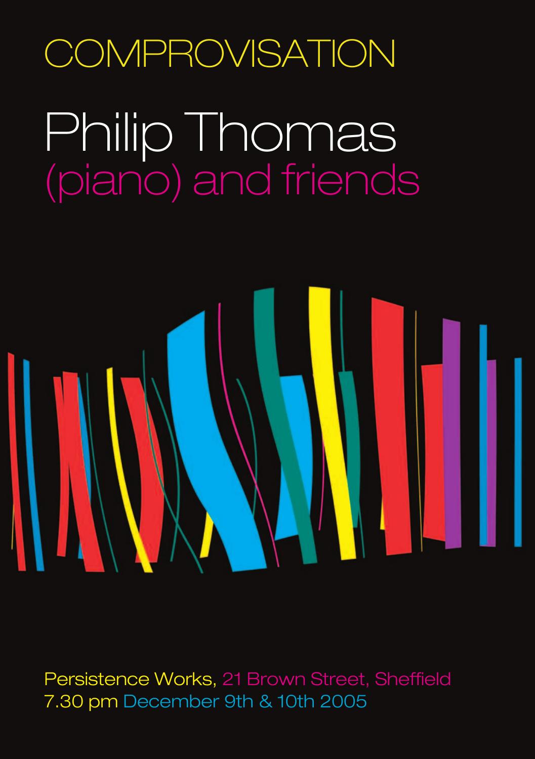# COMPROVISATION

# Philip Thomas
## (piano) and friends

Persistence Works, 21 Brown Street, Sheffield
7.30 pm December 9th & 10th 2005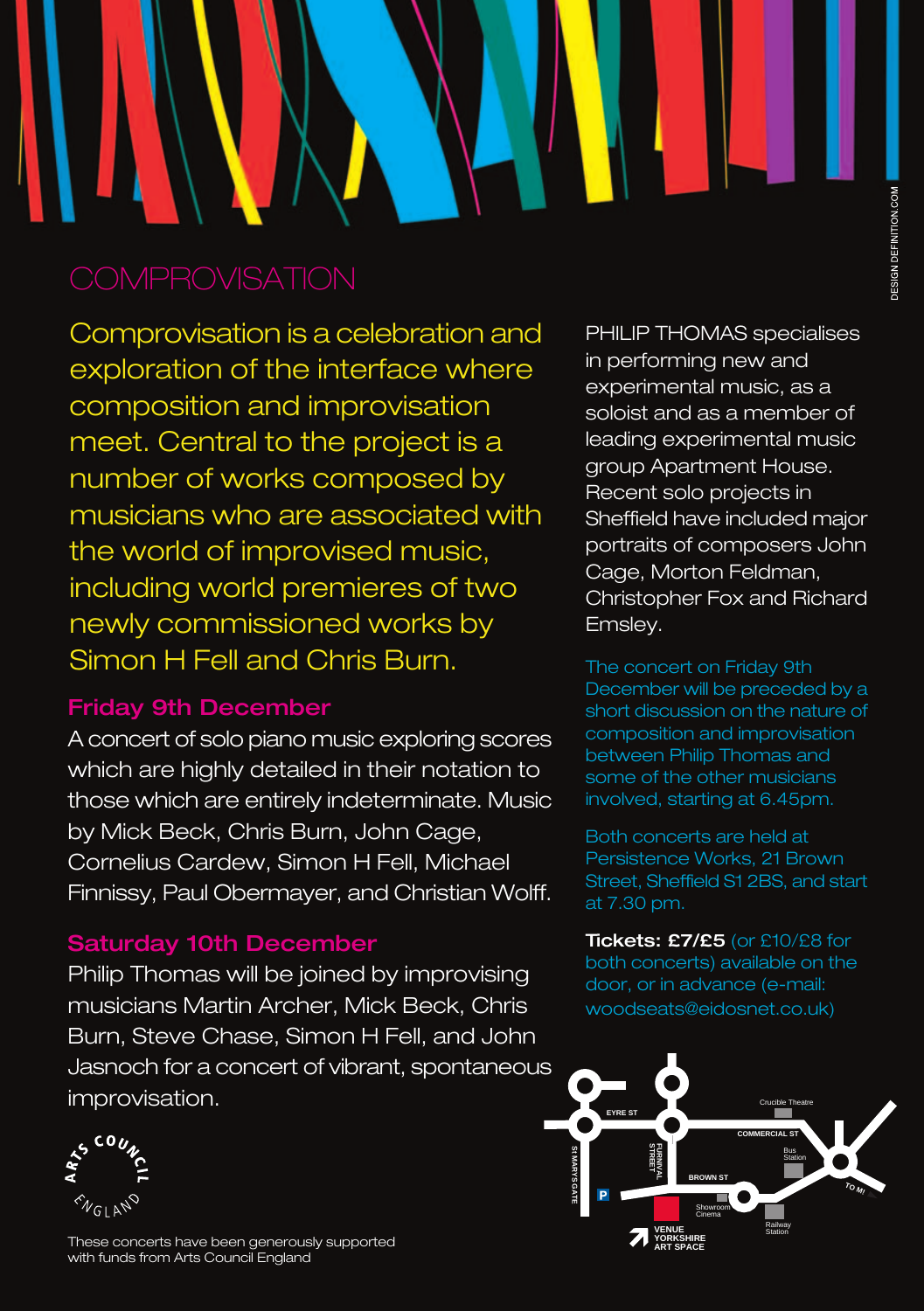# COMPROVISATION

Comprovisation is a celebration and exploration of the interface where composition and improvisation meet. Central to the project is a number of works composed by musicians who are associated with the world of improvised music, including world premieres of two newly commissioned works by Simon H Fell and Chris Burn.

## Friday 9th December

A concert of solo piano music exploring scores which are highly detailed in their notation to those which are entirely indeterminate. Music by Mick Beck, Chris Burn, John Cage, Cornelius Cardew, Simon H Fell, Michael Finnissy, Paul Obermayer, and Christian Wolff.

## Saturday 10th December

Philip Thomas will be joined by improvising musicians Martin Archer, Mick Beck, Chris Burn, Steve Chase, Simon H Fell, and John Jasnoch for a concert of vibrant, spontaneous improvisation.

PHILIP THOMAS specialises in performing new and experimental music, as a soloist and as a member of leading experimental music group Apartment House. Recent solo projects in Sheffield have included major portraits of composers John Cage, Morton Feldman, Christopher Fox and Richard Emsley.

The concert on Friday 9th December will be preceded by a short discussion on the nature of composition and improvisation between Philip Thomas and some of the other musicians involved, starting at 6.45pm.

Both concerts are held at Persistence Works, 21 Brown Street, Sheffield S1 2BS, and start at 7.30 pm.

**Tickets: £7/£5** (or £10/£8 for both concerts) available on the door, or in advance (e-mail: woodseats@eidosnet.co.uk)

EYRE ST
COMMERCIAL ST
Crucible Theatre
ST MARY'S GATE
FURNIVAL STREET
BROWN ST
Bus Station
Showroom Cinema
Railway Station
TO M1
P
VENUE YORKSHIRE ART SPACE

ARTS COUNCIL ENGLAND

These concerts have been generously supported with funds from Arts Council England

DESIGN DEFINITION.COM